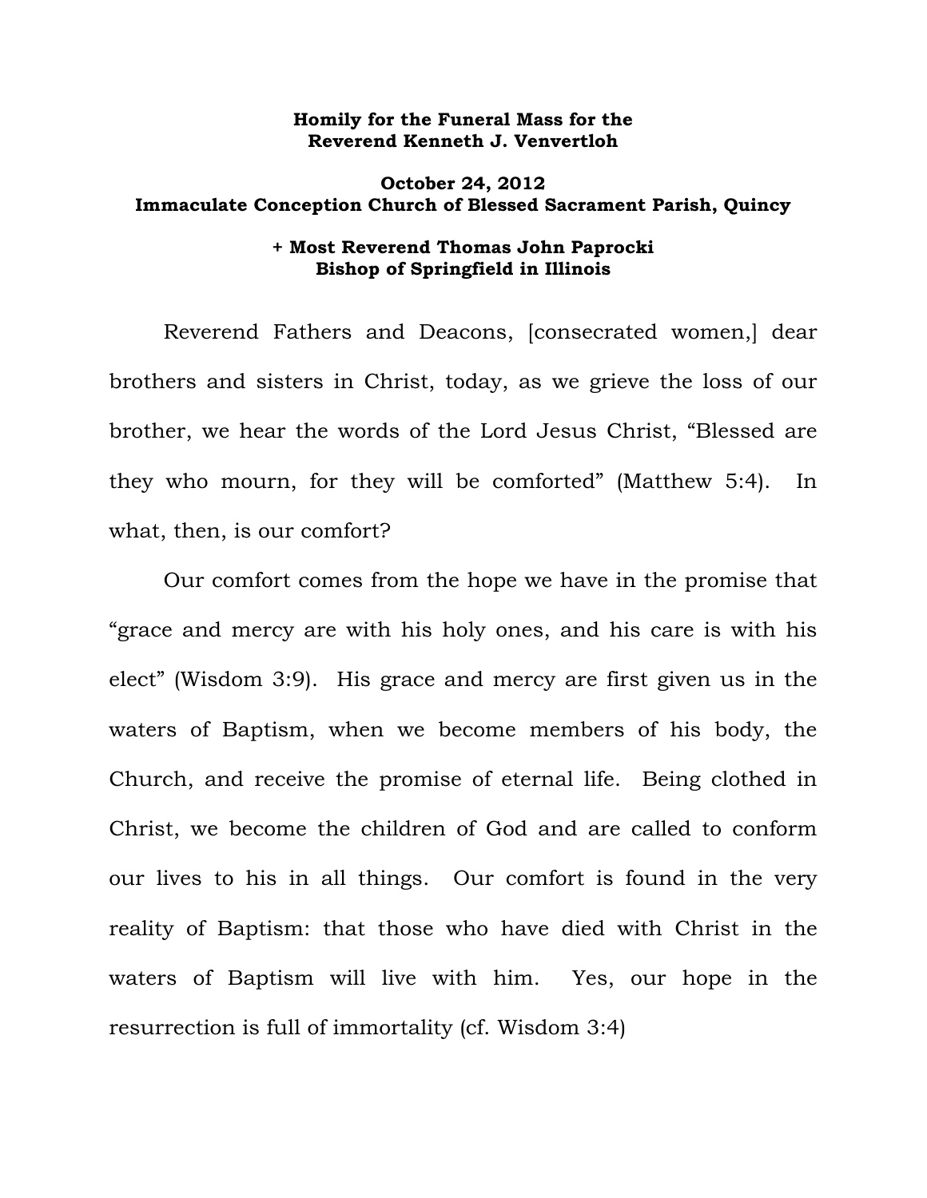**Homily for the Funeral Mass for the Reverend Kenneth J. Venvertloh**

**October 24, 2012**
**Immaculate Conception Church of Blessed Sacrament Parish, Quincy**

**+ Most Reverend Thomas John Paprocki**
**Bishop of Springfield in Illinois**

Reverend Fathers and Deacons, [consecrated women,] dear brothers and sisters in Christ, today, as we grieve the loss of our brother, we hear the words of the Lord Jesus Christ, "Blessed are they who mourn, for they will be comforted" (Matthew 5:4). In what, then, is our comfort?

Our comfort comes from the hope we have in the promise that "grace and mercy are with his holy ones, and his care is with his elect" (Wisdom 3:9). His grace and mercy are first given us in the waters of Baptism, when we become members of his body, the Church, and receive the promise of eternal life. Being clothed in Christ, we become the children of God and are called to conform our lives to his in all things. Our comfort is found in the very reality of Baptism: that those who have died with Christ in the waters of Baptism will live with him. Yes, our hope in the resurrection is full of immortality (cf. Wisdom 3:4)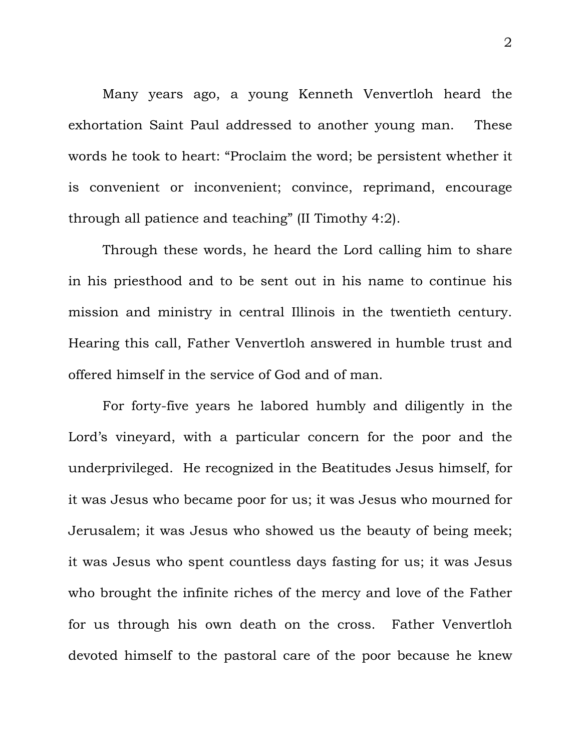Many years ago, a young Kenneth Venvertloh heard the exhortation Saint Paul addressed to another young man. These words he took to heart: "Proclaim the word; be persistent whether it is convenient or inconvenient; convince, reprimand, encourage through all patience and teaching" (II Timothy 4:2).

Through these words, he heard the Lord calling him to share in his priesthood and to be sent out in his name to continue his mission and ministry in central Illinois in the twentieth century. Hearing this call, Father Venvertloh answered in humble trust and offered himself in the service of God and of man.

For forty-five years he labored humbly and diligently in the Lord's vineyard, with a particular concern for the poor and the underprivileged. He recognized in the Beatitudes Jesus himself, for it was Jesus who became poor for us; it was Jesus who mourned for Jerusalem; it was Jesus who showed us the beauty of being meek; it was Jesus who spent countless days fasting for us; it was Jesus who brought the infinite riches of the mercy and love of the Father for us through his own death on the cross. Father Venvertloh devoted himself to the pastoral care of the poor because he knew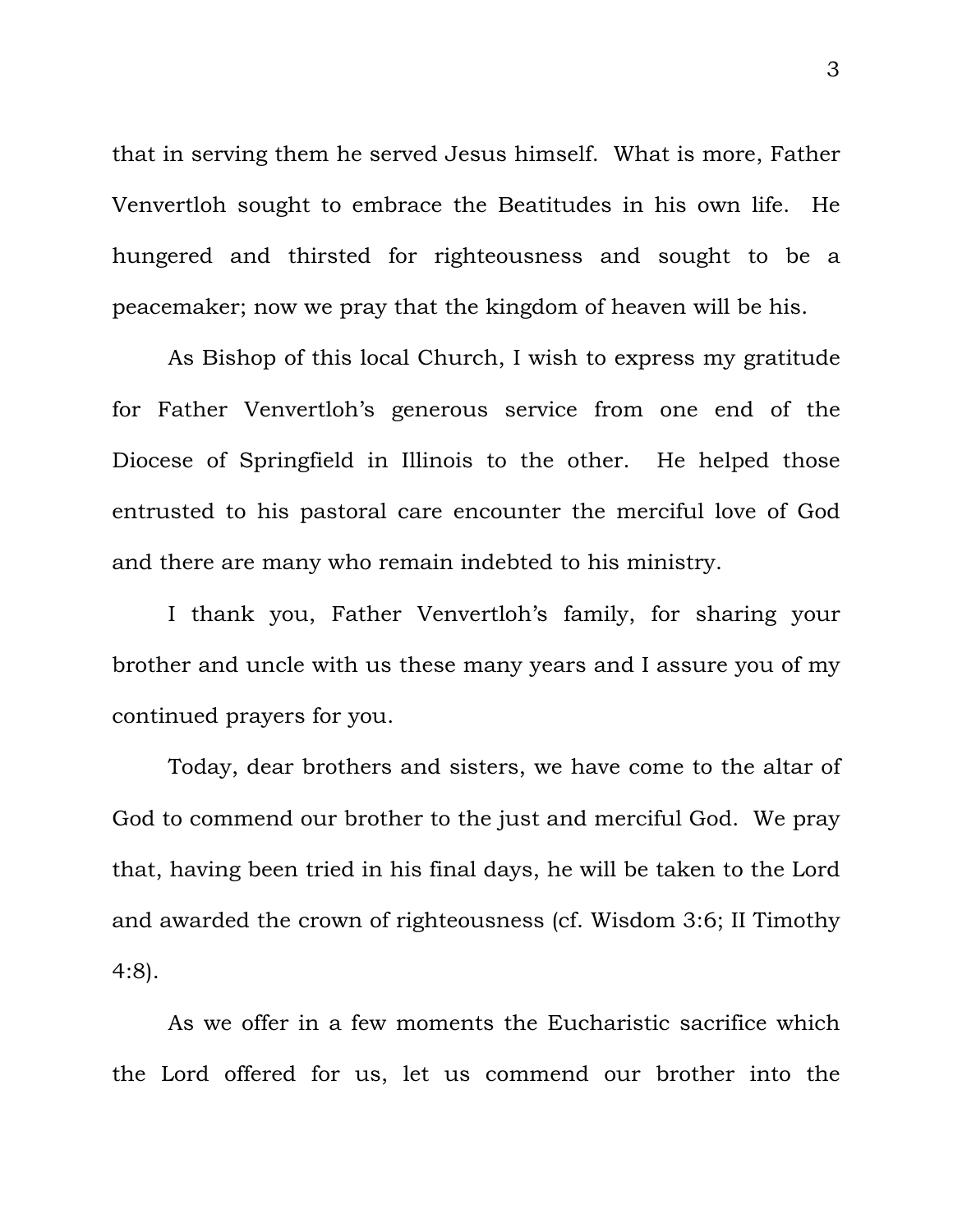that in serving them he served Jesus himself. What is more, Father Venvertloh sought to embrace the Beatitudes in his own life. He hungered and thirsted for righteousness and sought to be a peacemaker; now we pray that the kingdom of heaven will be his.

As Bishop of this local Church, I wish to express my gratitude for Father Venvertloh's generous service from one end of the Diocese of Springfield in Illinois to the other. He helped those entrusted to his pastoral care encounter the merciful love of God and there are many who remain indebted to his ministry.

I thank you, Father Venvertloh's family, for sharing your brother and uncle with us these many years and I assure you of my continued prayers for you.

Today, dear brothers and sisters, we have come to the altar of God to commend our brother to the just and merciful God. We pray that, having been tried in his final days, he will be taken to the Lord and awarded the crown of righteousness (cf. Wisdom 3:6; II Timothy 4:8).

As we offer in a few moments the Eucharistic sacrifice which the Lord offered for us, let us commend our brother into the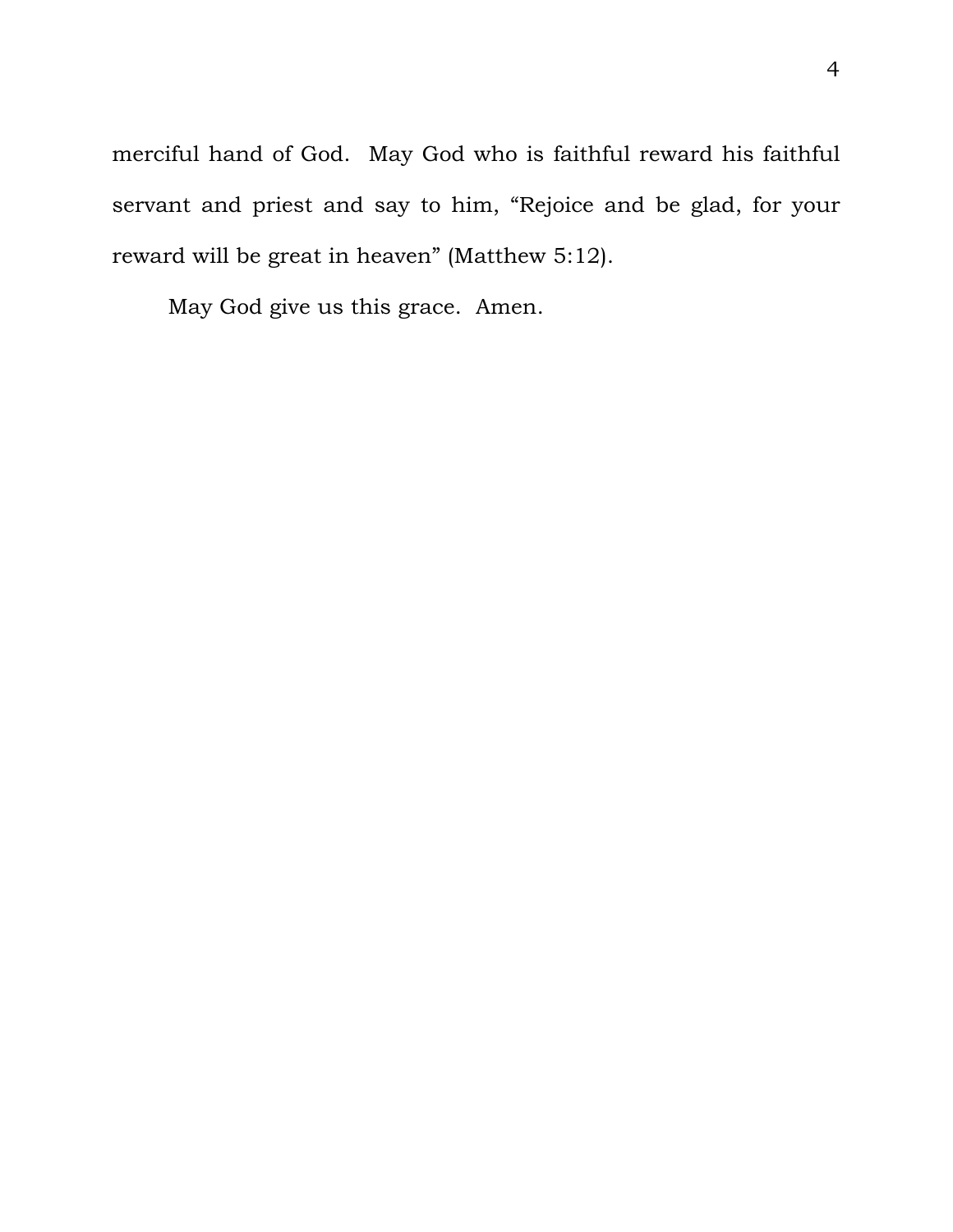merciful hand of God. May God who is faithful reward his faithful servant and priest and say to him, "Rejoice and be glad, for your reward will be great in heaven" (Matthew 5:12).

May God give us this grace. Amen.